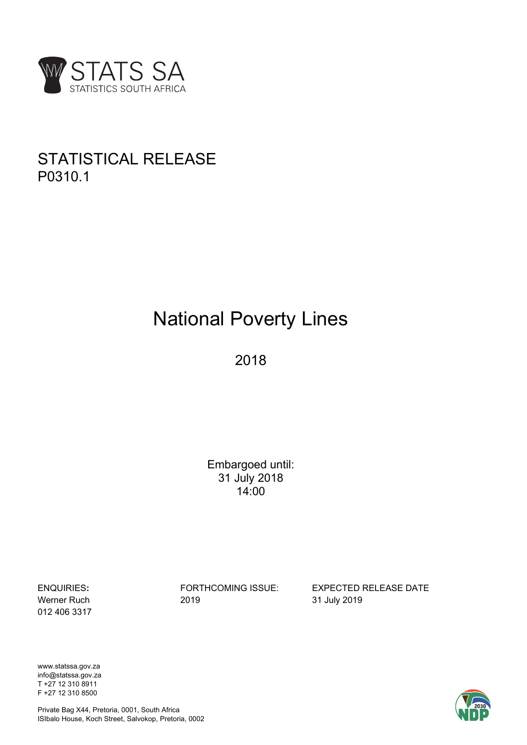STATS SA
STATISTICS SOUTH AFRICA

STATISTICAL RELEASE
P0310.1

# National Poverty Lines

2018

Embargoed until:
31 July 2018
14:00

| ENQUIRIES: | FORTHCOMING ISSUE: | EXPECTED RELEASE DATE |
|---|---|---|
| Werner Ruch | 2019 | 31 July 2019 |
| 012 406 3317 | | |

www.statssa.gov.za
info@statssa.gov.za
T +27 12 310 8911
F +27 12 310 8500

Private Bag X44, Pretoria, 0001, South Africa
ISIbalo House, Koch Street, Salvokop, Pretoria, 0002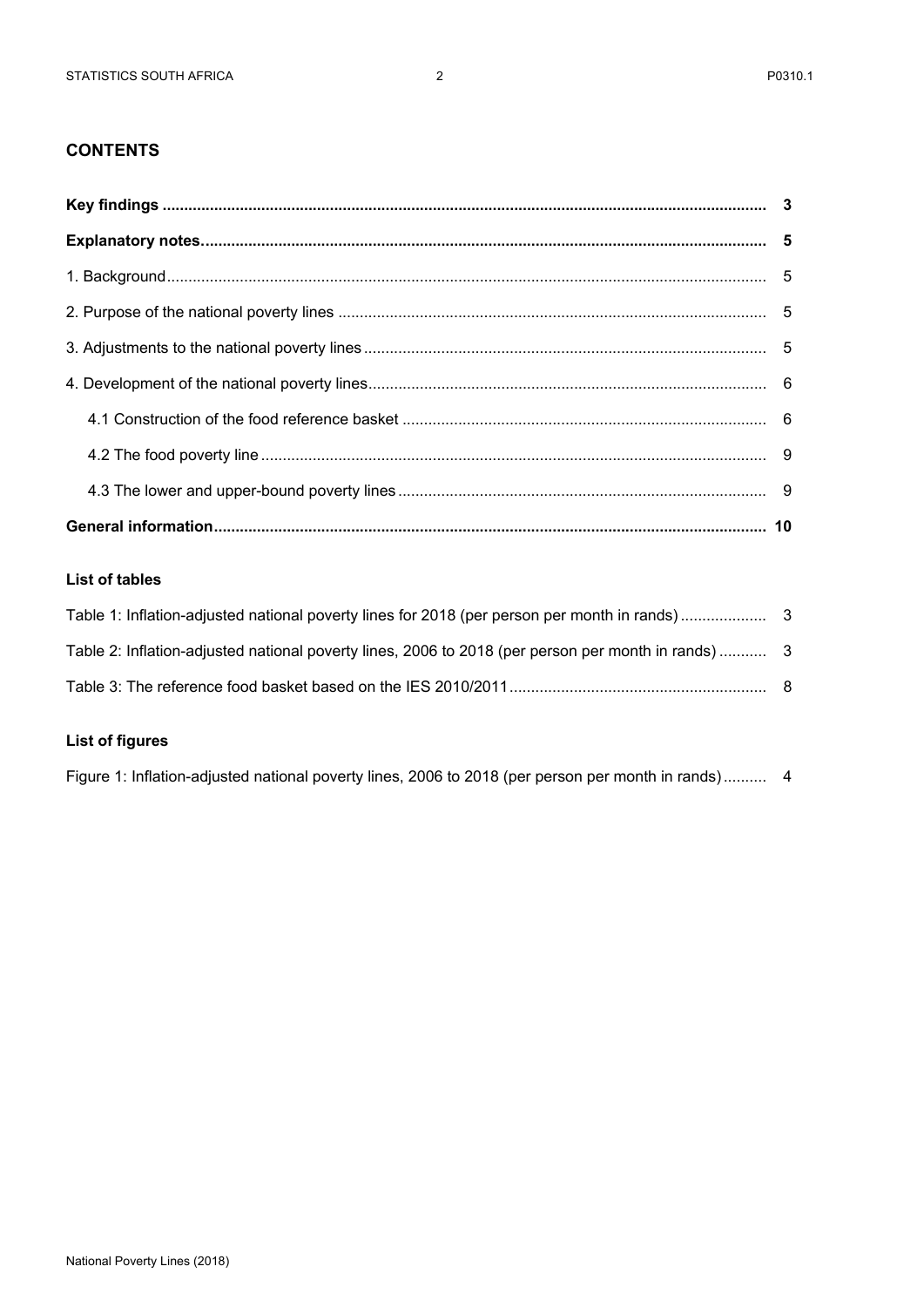## CONTENTS

| | |
|---|---|
| **Key findings** | **3** |
| **Explanatory notes** | **5** |
| 1. Background | 5 |
| 2. Purpose of the national poverty lines | 5 |
| 3. Adjustments to the national poverty lines | 5 |
| 4. Development of the national poverty lines | 6 |
| 4.1 Construction of the food reference basket | 6 |
| 4.2 The food poverty line | 9 |
| 4.3 The lower and upper-bound poverty lines | 9 |
| **General information** | **10** |

### List of tables

| | |
|---|---|
| Table 1: Inflation-adjusted national poverty lines for 2018 (per person per month in rands) | 3 |
| Table 2: Inflation-adjusted national poverty lines, 2006 to 2018 (per person per month in rands) | 3 |
| Table 3: The reference food basket based on the IES 2010/2011 | 8 |

### List of figures

| | |
|---|---|
| Figure 1: Inflation-adjusted national poverty lines, 2006 to 2018 (per person per month in rands) | 4 |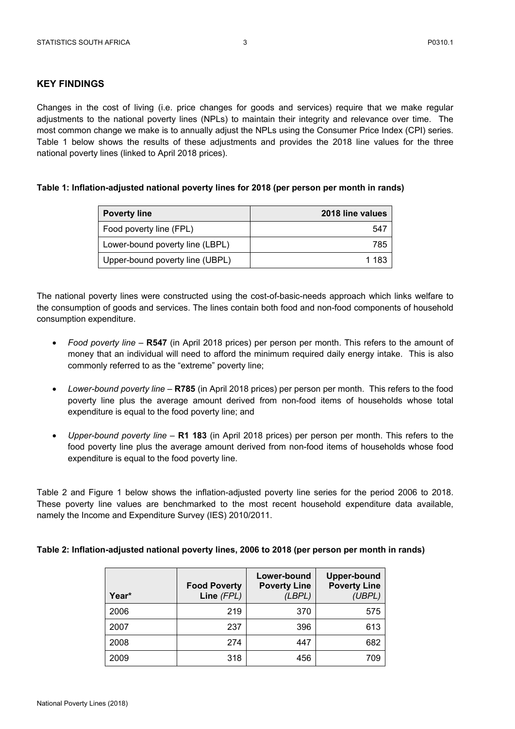## KEY FINDINGS

Changes in the cost of living (i.e. price changes for goods and services) require that we make regular adjustments to the national poverty lines (NPLs) to maintain their integrity and relevance over time. The most common change we make is to annually adjust the NPLs using the Consumer Price Index (CPI) series. Table 1 below shows the results of these adjustments and provides the 2018 line values for the three national poverty lines (linked to April 2018 prices).

**Table 1: Inflation-adjusted national poverty lines for 2018 (per person per month in rands)**

| Poverty line | 2018 line values |
|---|---:|
| Food poverty line (FPL) | 547 |
| Lower-bound poverty line (LBPL) | 785 |
| Upper-bound poverty line (UBPL) | 1 183 |

The national poverty lines were constructed using the cost-of-basic-needs approach which links welfare to the consumption of goods and services. The lines contain both food and non-food components of household consumption expenditure.

- *Food poverty line* – **R547** (in April 2018 prices) per person per month. This refers to the amount of money that an individual will need to afford the minimum required daily energy intake. This is also commonly referred to as the "extreme" poverty line;
- *Lower-bound poverty line* – **R785** (in April 2018 prices) per person per month. This refers to the food poverty line plus the average amount derived from non-food items of households whose total expenditure is equal to the food poverty line; and
- *Upper-bound poverty line* – **R1 183** (in April 2018 prices) per person per month. This refers to the food poverty line plus the average amount derived from non-food items of households whose food expenditure is equal to the food poverty line.

Table 2 and Figure 1 below shows the inflation-adjusted poverty line series for the period 2006 to 2018. These poverty line values are benchmarked to the most recent household expenditure data available, namely the Income and Expenditure Survey (IES) 2010/2011.

**Table 2: Inflation-adjusted national poverty lines, 2006 to 2018 (per person per month in rands)**

| Year* | Food Poverty Line *(FPL)* | Lower-bound Poverty Line *(LBPL)* | Upper-bound Poverty Line *(UBPL)* |
|---|---:|---:|---:|
| 2006 | 219 | 370 | 575 |
| 2007 | 237 | 396 | 613 |
| 2008 | 274 | 447 | 682 |
| 2009 | 318 | 456 | 709 |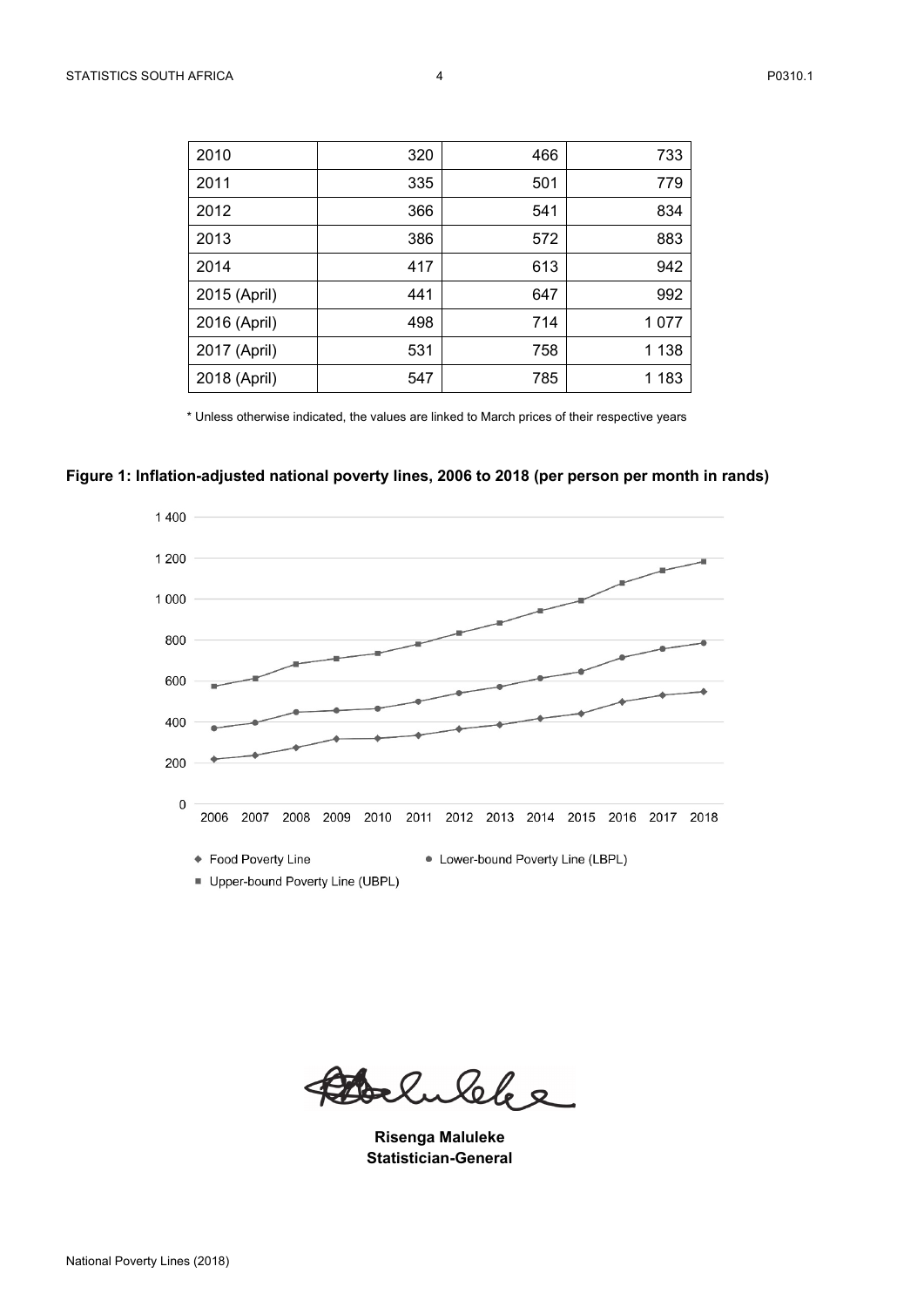| 2010 | 320 | 466 | 733 |
|---|---|---|---|
| 2011 | 335 | 501 | 779 |
| 2012 | 366 | 541 | 834 |
| 2013 | 386 | 572 | 883 |
| 2014 | 417 | 613 | 942 |
| 2015 (April) | 441 | 647 | 992 |
| 2016 (April) | 498 | 714 | 1 077 |
| 2017 (April) | 531 | 758 | 1 138 |
| 2018 (April) | 547 | 785 | 1 183 |

* Unless otherwise indicated, the values are linked to March prices of their respective years

**Figure 1: Inflation-adjusted national poverty lines, 2006 to 2018 (per person per month in rands)**

**Risenga Maluleke**
**Statistician-General**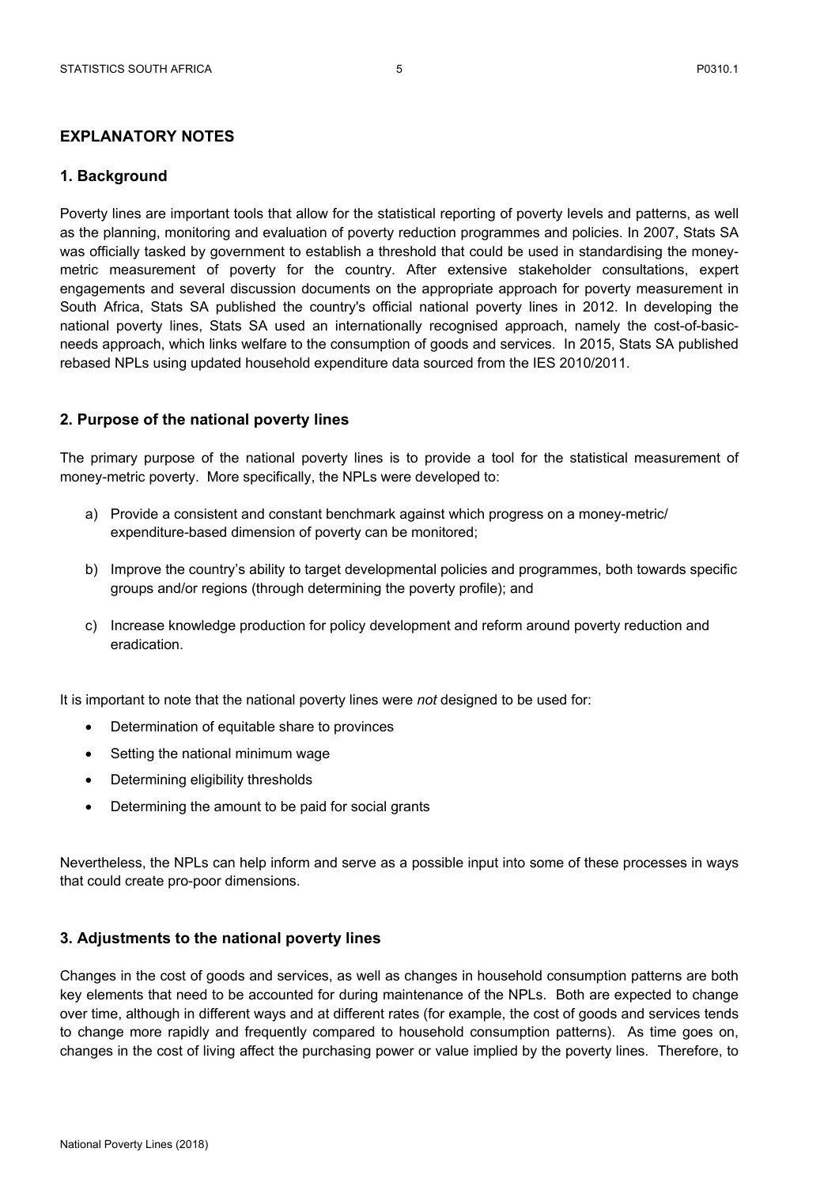## EXPLANATORY NOTES

### 1. Background

Poverty lines are important tools that allow for the statistical reporting of poverty levels and patterns, as well as the planning, monitoring and evaluation of poverty reduction programmes and policies. In 2007, Stats SA was officially tasked by government to establish a threshold that could be used in standardising the money-metric measurement of poverty for the country. After extensive stakeholder consultations, expert engagements and several discussion documents on the appropriate approach for poverty measurement in South Africa, Stats SA published the country's official national poverty lines in 2012. In developing the national poverty lines, Stats SA used an internationally recognised approach, namely the cost-of-basic-needs approach, which links welfare to the consumption of goods and services. In 2015, Stats SA published rebased NPLs using updated household expenditure data sourced from the IES 2010/2011.

### 2. Purpose of the national poverty lines

The primary purpose of the national poverty lines is to provide a tool for the statistical measurement of money-metric poverty. More specifically, the NPLs were developed to:

a) Provide a consistent and constant benchmark against which progress on a money-metric/ expenditure-based dimension of poverty can be monitored;

b) Improve the country's ability to target developmental policies and programmes, both towards specific groups and/or regions (through determining the poverty profile); and

c) Increase knowledge production for policy development and reform around poverty reduction and eradication.

It is important to note that the national poverty lines were *not* designed to be used for:

- Determination of equitable share to provinces
- Setting the national minimum wage
- Determining eligibility thresholds
- Determining the amount to be paid for social grants

Nevertheless, the NPLs can help inform and serve as a possible input into some of these processes in ways that could create pro-poor dimensions.

### 3. Adjustments to the national poverty lines

Changes in the cost of goods and services, as well as changes in household consumption patterns are both key elements that need to be accounted for during maintenance of the NPLs. Both are expected to change over time, although in different ways and at different rates (for example, the cost of goods and services tends to change more rapidly and frequently compared to household consumption patterns). As time goes on, changes in the cost of living affect the purchasing power or value implied by the poverty lines. Therefore, to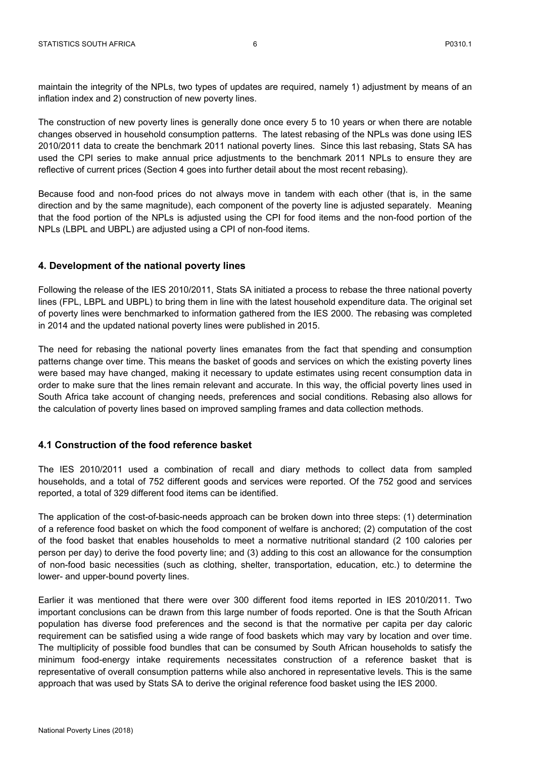maintain the integrity of the NPLs, two types of updates are required, namely 1) adjustment by means of an inflation index and 2) construction of new poverty lines.

The construction of new poverty lines is generally done once every 5 to 10 years or when there are notable changes observed in household consumption patterns. The latest rebasing of the NPLs was done using IES 2010/2011 data to create the benchmark 2011 national poverty lines. Since this last rebasing, Stats SA has used the CPI series to make annual price adjustments to the benchmark 2011 NPLs to ensure they are reflective of current prices (Section 4 goes into further detail about the most recent rebasing).

Because food and non-food prices do not always move in tandem with each other (that is, in the same direction and by the same magnitude), each component of the poverty line is adjusted separately. Meaning that the food portion of the NPLs is adjusted using the CPI for food items and the non-food portion of the NPLs (LBPL and UBPL) are adjusted using a CPI of non-food items.

## 4. Development of the national poverty lines

Following the release of the IES 2010/2011, Stats SA initiated a process to rebase the three national poverty lines (FPL, LBPL and UBPL) to bring them in line with the latest household expenditure data. The original set of poverty lines were benchmarked to information gathered from the IES 2000. The rebasing was completed in 2014 and the updated national poverty lines were published in 2015.

The need for rebasing the national poverty lines emanates from the fact that spending and consumption patterns change over time. This means the basket of goods and services on which the existing poverty lines were based may have changed, making it necessary to update estimates using recent consumption data in order to make sure that the lines remain relevant and accurate. In this way, the official poverty lines used in South Africa take account of changing needs, preferences and social conditions. Rebasing also allows for the calculation of poverty lines based on improved sampling frames and data collection methods.

### 4.1 Construction of the food reference basket

The IES 2010/2011 used a combination of recall and diary methods to collect data from sampled households, and a total of 752 different goods and services were reported. Of the 752 good and services reported, a total of 329 different food items can be identified.

The application of the cost-of-basic-needs approach can be broken down into three steps: (1) determination of a reference food basket on which the food component of welfare is anchored; (2) computation of the cost of the food basket that enables households to meet a normative nutritional standard (2 100 calories per person per day) to derive the food poverty line; and (3) adding to this cost an allowance for the consumption of non-food basic necessities (such as clothing, shelter, transportation, education, etc.) to determine the lower- and upper-bound poverty lines.

Earlier it was mentioned that there were over 300 different food items reported in IES 2010/2011. Two important conclusions can be drawn from this large number of foods reported. One is that the South African population has diverse food preferences and the second is that the normative per capita per day caloric requirement can be satisfied using a wide range of food baskets which may vary by location and over time. The multiplicity of possible food bundles that can be consumed by South African households to satisfy the minimum food-energy intake requirements necessitates construction of a reference basket that is representative of overall consumption patterns while also anchored in representative levels. This is the same approach that was used by Stats SA to derive the original reference food basket using the IES 2000.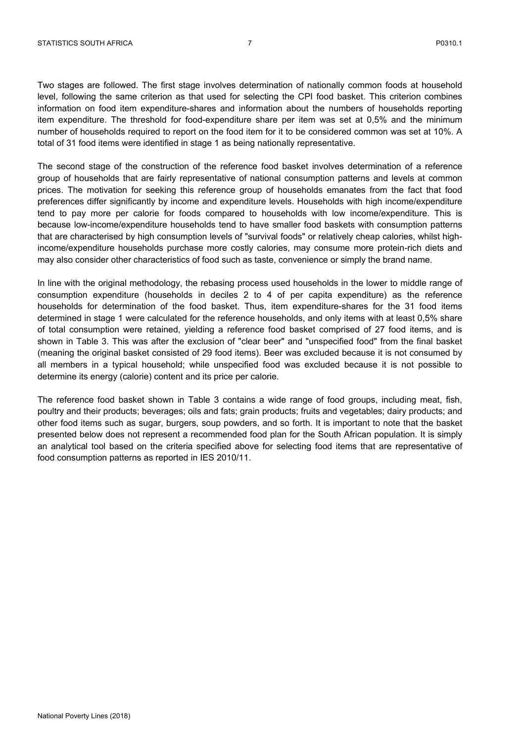Two stages are followed. The first stage involves determination of nationally common foods at household level, following the same criterion as that used for selecting the CPI food basket. This criterion combines information on food item expenditure-shares and information about the numbers of households reporting item expenditure. The threshold for food-expenditure share per item was set at 0,5% and the minimum number of households required to report on the food item for it to be considered common was set at 10%. A total of 31 food items were identified in stage 1 as being nationally representative.

The second stage of the construction of the reference food basket involves determination of a reference group of households that are fairly representative of national consumption patterns and levels at common prices. The motivation for seeking this reference group of households emanates from the fact that food preferences differ significantly by income and expenditure levels. Households with high income/expenditure tend to pay more per calorie for foods compared to households with low income/expenditure. This is because low-income/expenditure households tend to have smaller food baskets with consumption patterns that are characterised by high consumption levels of "survival foods" or relatively cheap calories, whilst high-income/expenditure households purchase more costly calories, may consume more protein-rich diets and may also consider other characteristics of food such as taste, convenience or simply the brand name.

In line with the original methodology, the rebasing process used households in the lower to middle range of consumption expenditure (households in deciles 2 to 4 of per capita expenditure) as the reference households for determination of the food basket. Thus, item expenditure-shares for the 31 food items determined in stage 1 were calculated for the reference households, and only items with at least 0,5% share of total consumption were retained, yielding a reference food basket comprised of 27 food items, and is shown in Table 3. This was after the exclusion of "clear beer" and "unspecified food" from the final basket (meaning the original basket consisted of 29 food items). Beer was excluded because it is not consumed by all members in a typical household; while unspecified food was excluded because it is not possible to determine its energy (calorie) content and its price per calorie.

The reference food basket shown in Table 3 contains a wide range of food groups, including meat, fish, poultry and their products; beverages; oils and fats; grain products; fruits and vegetables; dairy products; and other food items such as sugar, burgers, soup powders, and so forth. It is important to note that the basket presented below does not represent a recommended food plan for the South African population. It is simply an analytical tool based on the criteria specified above for selecting food items that are representative of food consumption patterns as reported in IES 2010/11.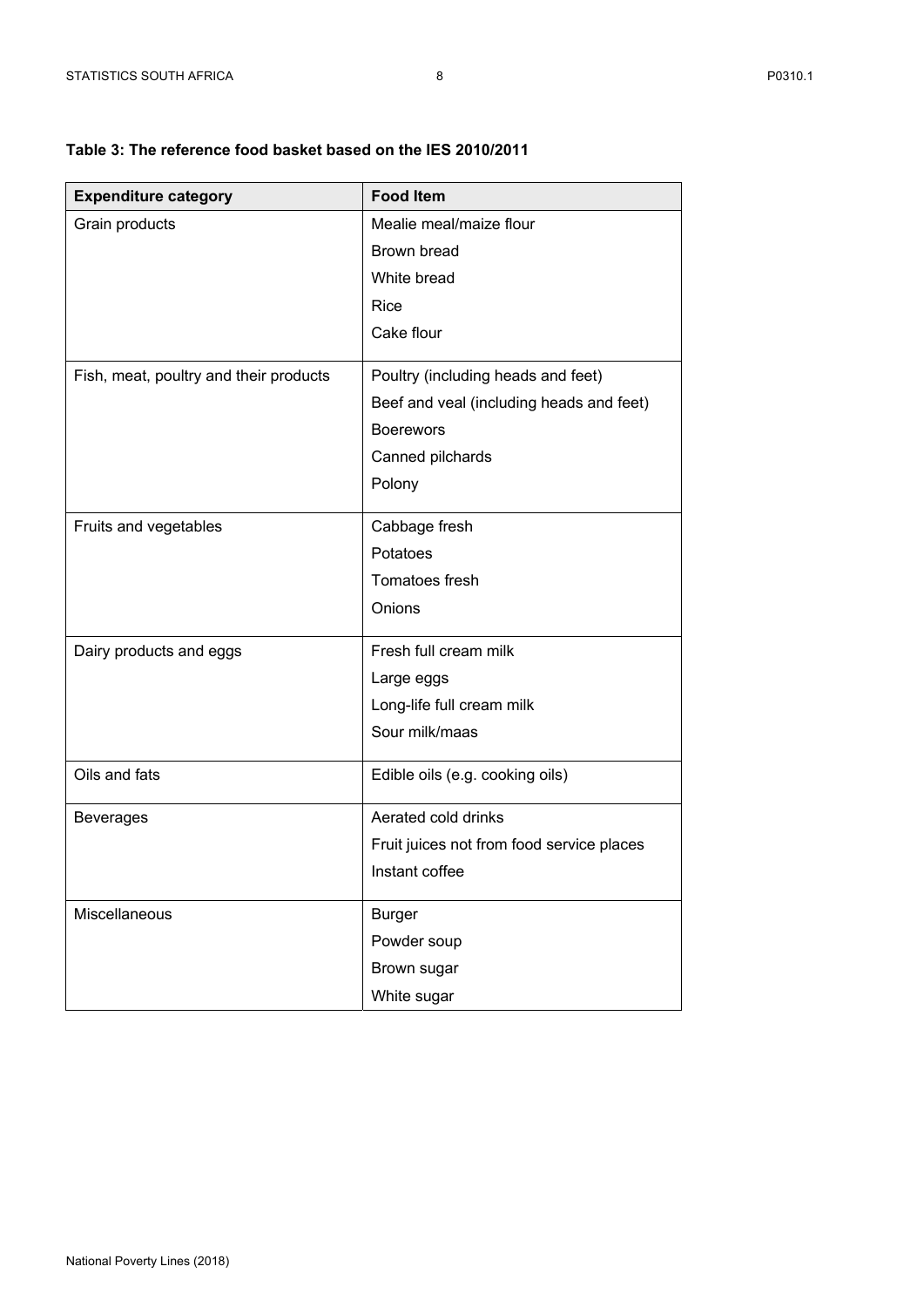**Table 3: The reference food basket based on the IES 2010/2011**

| Expenditure category | Food Item |
|---|---|
| Grain products | Mealie meal/maize flour |
| | Brown bread |
| | White bread |
| | Rice |
| | Cake flour |
| Fish, meat, poultry and their products | Poultry (including heads and feet) |
| | Beef and veal (including heads and feet) |
| | Boerewors |
| | Canned pilchards |
| | Polony |
| Fruits and vegetables | Cabbage fresh |
| | Potatoes |
| | Tomatoes fresh |
| | Onions |
| Dairy products and eggs | Fresh full cream milk |
| | Large eggs |
| | Long-life full cream milk |
| | Sour milk/maas |
| Oils and fats | Edible oils (e.g. cooking oils) |
| Beverages | Aerated cold drinks |
| | Fruit juices not from food service places |
| | Instant coffee |
| Miscellaneous | Burger |
| | Powder soup |
| | Brown sugar |
| | White sugar |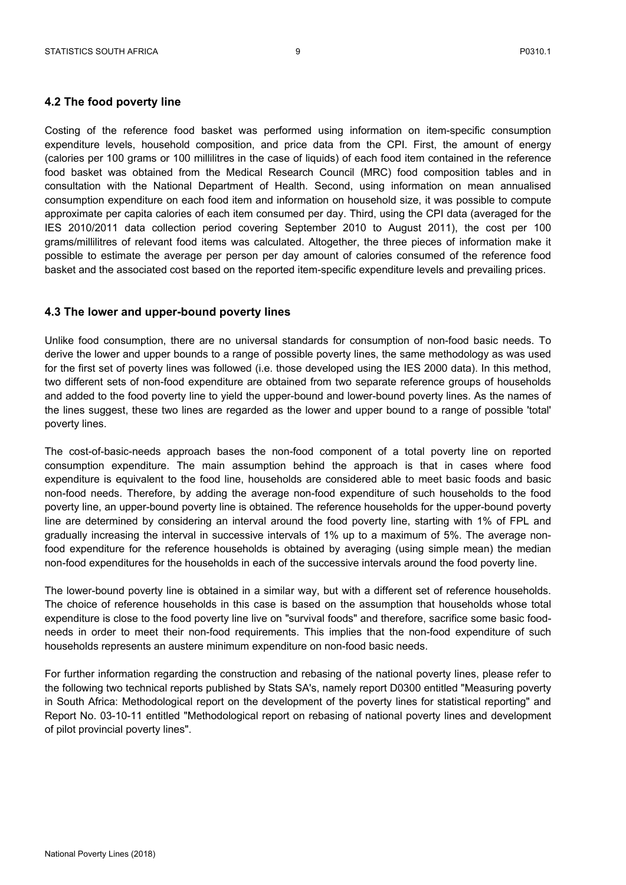## 4.2 The food poverty line

Costing of the reference food basket was performed using information on item-specific consumption expenditure levels, household composition, and price data from the CPI. First, the amount of energy (calories per 100 grams or 100 millilitres in the case of liquids) of each food item contained in the reference food basket was obtained from the Medical Research Council (MRC) food composition tables and in consultation with the National Department of Health. Second, using information on mean annualised consumption expenditure on each food item and information on household size, it was possible to compute approximate per capita calories of each item consumed per day. Third, using the CPI data (averaged for the IES 2010/2011 data collection period covering September 2010 to August 2011), the cost per 100 grams/millilitres of relevant food items was calculated. Altogether, the three pieces of information make it possible to estimate the average per person per day amount of calories consumed of the reference food basket and the associated cost based on the reported item-specific expenditure levels and prevailing prices.

## 4.3 The lower and upper-bound poverty lines

Unlike food consumption, there are no universal standards for consumption of non-food basic needs. To derive the lower and upper bounds to a range of possible poverty lines, the same methodology as was used for the first set of poverty lines was followed (i.e. those developed using the IES 2000 data). In this method, two different sets of non-food expenditure are obtained from two separate reference groups of households and added to the food poverty line to yield the upper-bound and lower-bound poverty lines. As the names of the lines suggest, these two lines are regarded as the lower and upper bound to a range of possible 'total' poverty lines.

The cost-of-basic-needs approach bases the non-food component of a total poverty line on reported consumption expenditure. The main assumption behind the approach is that in cases where food expenditure is equivalent to the food line, households are considered able to meet basic foods and basic non-food needs. Therefore, by adding the average non-food expenditure of such households to the food poverty line, an upper-bound poverty line is obtained. The reference households for the upper-bound poverty line are determined by considering an interval around the food poverty line, starting with 1% of FPL and gradually increasing the interval in successive intervals of 1% up to a maximum of 5%. The average non-food expenditure for the reference households is obtained by averaging (using simple mean) the median non-food expenditures for the households in each of the successive intervals around the food poverty line.

The lower-bound poverty line is obtained in a similar way, but with a different set of reference households. The choice of reference households in this case is based on the assumption that households whose total expenditure is close to the food poverty line live on "survival foods" and therefore, sacrifice some basic food-needs in order to meet their non-food requirements. This implies that the non-food expenditure of such households represents an austere minimum expenditure on non-food basic needs.

For further information regarding the construction and rebasing of the national poverty lines, please refer to the following two technical reports published by Stats SA's, namely report D0300 entitled "Measuring poverty in South Africa: Methodological report on the development of the poverty lines for statistical reporting" and Report No. 03-10-11 entitled "Methodological report on rebasing of national poverty lines and development of pilot provincial poverty lines".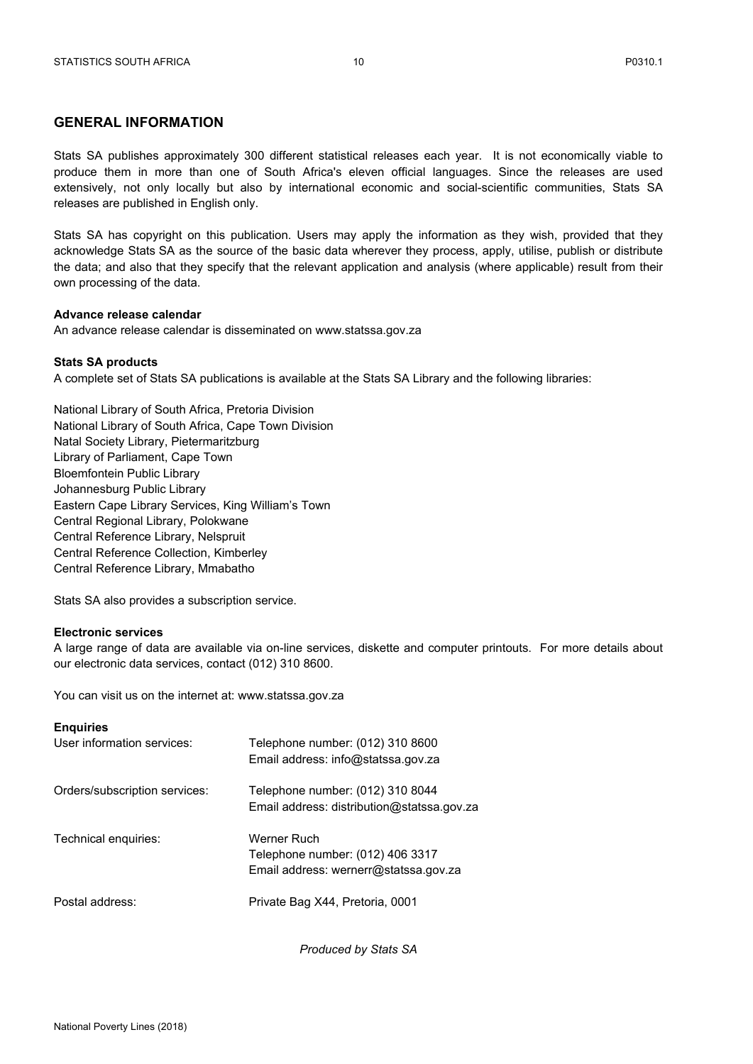## GENERAL INFORMATION

Stats SA publishes approximately 300 different statistical releases each year. It is not economically viable to produce them in more than one of South Africa's eleven official languages. Since the releases are used extensively, not only locally but also by international economic and social-scientific communities, Stats SA releases are published in English only.

Stats SA has copyright on this publication. Users may apply the information as they wish, provided that they acknowledge Stats SA as the source of the basic data wherever they process, apply, utilise, publish or distribute the data; and also that they specify that the relevant application and analysis (where applicable) result from their own processing of the data.

**Advance release calendar**
An advance release calendar is disseminated on www.statssa.gov.za

**Stats SA products**
A complete set of Stats SA publications is available at the Stats SA Library and the following libraries:

National Library of South Africa, Pretoria Division
National Library of South Africa, Cape Town Division
Natal Society Library, Pietermaritzburg
Library of Parliament, Cape Town
Bloemfontein Public Library
Johannesburg Public Library
Eastern Cape Library Services, King William's Town
Central Regional Library, Polokwane
Central Reference Library, Nelspruit
Central Reference Collection, Kimberley
Central Reference Library, Mmabatho

Stats SA also provides a subscription service.

**Electronic services**
A large range of data are available via on-line services, diskette and computer printouts. For more details about our electronic data services, contact (012) 310 8600.

You can visit us on the internet at: www.statssa.gov.za

**Enquiries**

| | |
|---|---|
| User information services: | Telephone number: (012) 310 8600<br>Email address: info@statssa.gov.za |
| Orders/subscription services: | Telephone number: (012) 310 8044<br>Email address: distribution@statssa.gov.za |
| Technical enquiries: | Werner Ruch<br>Telephone number: (012) 406 3317<br>Email address: wernerr@statssa.gov.za |
| Postal address: | Private Bag X44, Pretoria, 0001 |

*Produced by Stats SA*